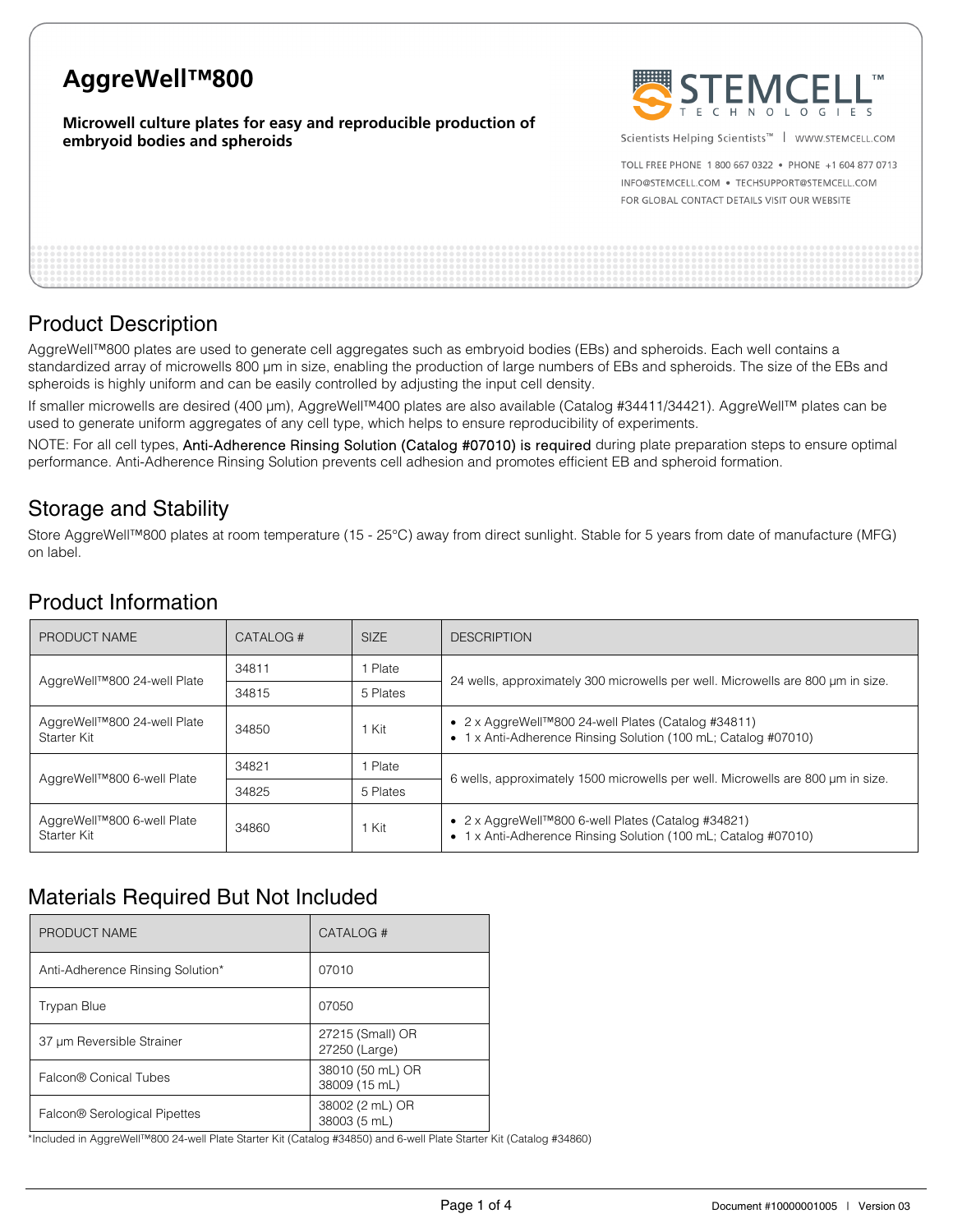# AggreWell™800

**Microwell culture plates for easy and reproducible production of embryoid bodies and spheroids**

STEMCELL TECHNOLOGIES

Scientists Helping Scientists™ | WWW.STEMCELL.COM

TOLL FREE PHONE 1 800 667 0322 • PHONE +1 604 877 0713
INFO@STEMCELL.COM • TECHSUPPORT@STEMCELL.COM
FOR GLOBAL CONTACT DETAILS VISIT OUR WEBSITE

## Product Description

AggreWell™800 plates are used to generate cell aggregates such as embryoid bodies (EBs) and spheroids. Each well contains a standardized array of microwells 800 µm in size, enabling the production of large numbers of EBs and spheroids. The size of the EBs and spheroids is highly uniform and can be easily controlled by adjusting the input cell density.

If smaller microwells are desired (400 µm), AggreWell™400 plates are also available (Catalog #34411/34421). AggreWell™ plates can be used to generate uniform aggregates of any cell type, which helps to ensure reproducibility of experiments.

NOTE: For all cell types, Anti-Adherence Rinsing Solution (Catalog #07010) is required during plate preparation steps to ensure optimal performance. Anti-Adherence Rinsing Solution prevents cell adhesion and promotes efficient EB and spheroid formation.

## Storage and Stability

Store AggreWell™800 plates at room temperature (15 - 25°C) away from direct sunlight. Stable for 5 years from date of manufacture (MFG) on label.

## Product Information

| PRODUCT NAME | CATALOG # | SIZE | DESCRIPTION |
|---|---|---|---|
| AggreWell™800 24-well Plate | 34811 | 1 Plate | 24 wells, approximately 300 microwells per well. Microwells are 800 µm in size. |
| | 34815 | 5 Plates | |
| AggreWell™800 24-well Plate Starter Kit | 34850 | 1 Kit | • 2 x AggreWell™800 24-well Plates (Catalog #34811)<br>• 1 x Anti-Adherence Rinsing Solution (100 mL; Catalog #07010) |
| AggreWell™800 6-well Plate | 34821 | 1 Plate | 6 wells, approximately 1500 microwells per well. Microwells are 800 µm in size. |
| | 34825 | 5 Plates | |
| AggreWell™800 6-well Plate Starter Kit | 34860 | 1 Kit | • 2 x AggreWell™800 6-well Plates (Catalog #34821)<br>• 1 x Anti-Adherence Rinsing Solution (100 mL; Catalog #07010) |

## Materials Required But Not Included

| PRODUCT NAME | CATALOG # |
|---|---|
| Anti-Adherence Rinsing Solution* | 07010 |
| Trypan Blue | 07050 |
| 37 µm Reversible Strainer | 27215 (Small) OR 27250 (Large) |
| Falcon® Conical Tubes | 38010 (50 mL) OR 38009 (15 mL) |
| Falcon® Serological Pipettes | 38002 (2 mL) OR 38003 (5 mL) |

*Included in AggreWell™800 24-well Plate Starter Kit (Catalog #34850) and 6-well Plate Starter Kit (Catalog #34860)

Document #10000001005 | Version 03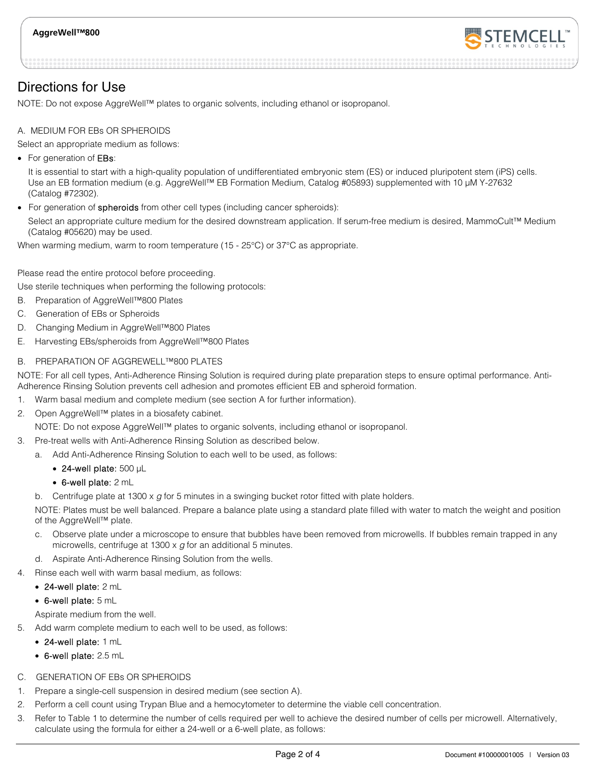# Directions for Use

NOTE: Do not expose AggreWell™ plates to organic solvents, including ethanol or isopropanol.

## A. MEDIUM FOR EBs OR SPHEROIDS

Select an appropriate medium as follows:

- For generation of **EBs**:

  It is essential to start with a high-quality population of undifferentiated embryonic stem (ES) or induced pluripotent stem (iPS) cells. Use an EB formation medium (e.g. AggreWell™ EB Formation Medium, Catalog #05893) supplemented with 10 µM Y-27632 (Catalog #72302).

- For generation of **spheroids** from other cell types (including cancer spheroids):

  Select an appropriate culture medium for the desired downstream application. If serum-free medium is desired, MammoCult™ Medium (Catalog #05620) may be used.

When warming medium, warm to room temperature (15 - 25°C) or 37°C as appropriate.

Please read the entire protocol before proceeding.

Use sterile techniques when performing the following protocols:

B. Preparation of AggreWell™800 Plates
C. Generation of EBs or Spheroids
D. Changing Medium in AggreWell™800 Plates
E. Harvesting EBs/spheroids from AggreWell™800 Plates

## B. PREPARATION OF AGGREWELL™800 PLATES

NOTE: For all cell types, Anti-Adherence Rinsing Solution is required during plate preparation steps to ensure optimal performance. Anti-Adherence Rinsing Solution prevents cell adhesion and promotes efficient EB and spheroid formation.

1. Warm basal medium and complete medium (see section A for further information).
2. Open AggreWell™ plates in a biosafety cabinet.

   NOTE: Do not expose AggreWell™ plates to organic solvents, including ethanol or isopropanol.
3. Pre-treat wells with Anti-Adherence Rinsing Solution as described below.
   a. Add Anti-Adherence Rinsing Solution to each well to be used, as follows:
      - **24-well plate:** 500 µL
      - **6-well plate:** 2 mL

   b. Centrifuge plate at 1300 x *g* for 5 minutes in a swinging bucket rotor fitted with plate holders.

   NOTE: Plates must be well balanced. Prepare a balance plate using a standard plate filled with water to match the weight and position of the AggreWell™ plate.

   c. Observe plate under a microscope to ensure that bubbles have been removed from microwells. If bubbles remain trapped in any microwells, centrifuge at 1300 x *g* for an additional 5 minutes.

   d. Aspirate Anti-Adherence Rinsing Solution from the wells.
4. Rinse each well with warm basal medium, as follows:
   - **24-well plate:** 2 mL
   - **6-well plate:** 5 mL

   Aspirate medium from the well.
5. Add warm complete medium to each well to be used, as follows:
   - **24-well plate:** 1 mL
   - **6-well plate:** 2.5 mL

## C. GENERATION OF EBs OR SPHEROIDS

1. Prepare a single-cell suspension in desired medium (see section A).
2. Perform a cell count using Trypan Blue and a hemocytometer to determine the viable cell concentration.
3. Refer to Table 1 to determine the number of cells required per well to achieve the desired number of cells per microwell. Alternatively, calculate using the formula for either a 24-well or a 6-well plate, as follows: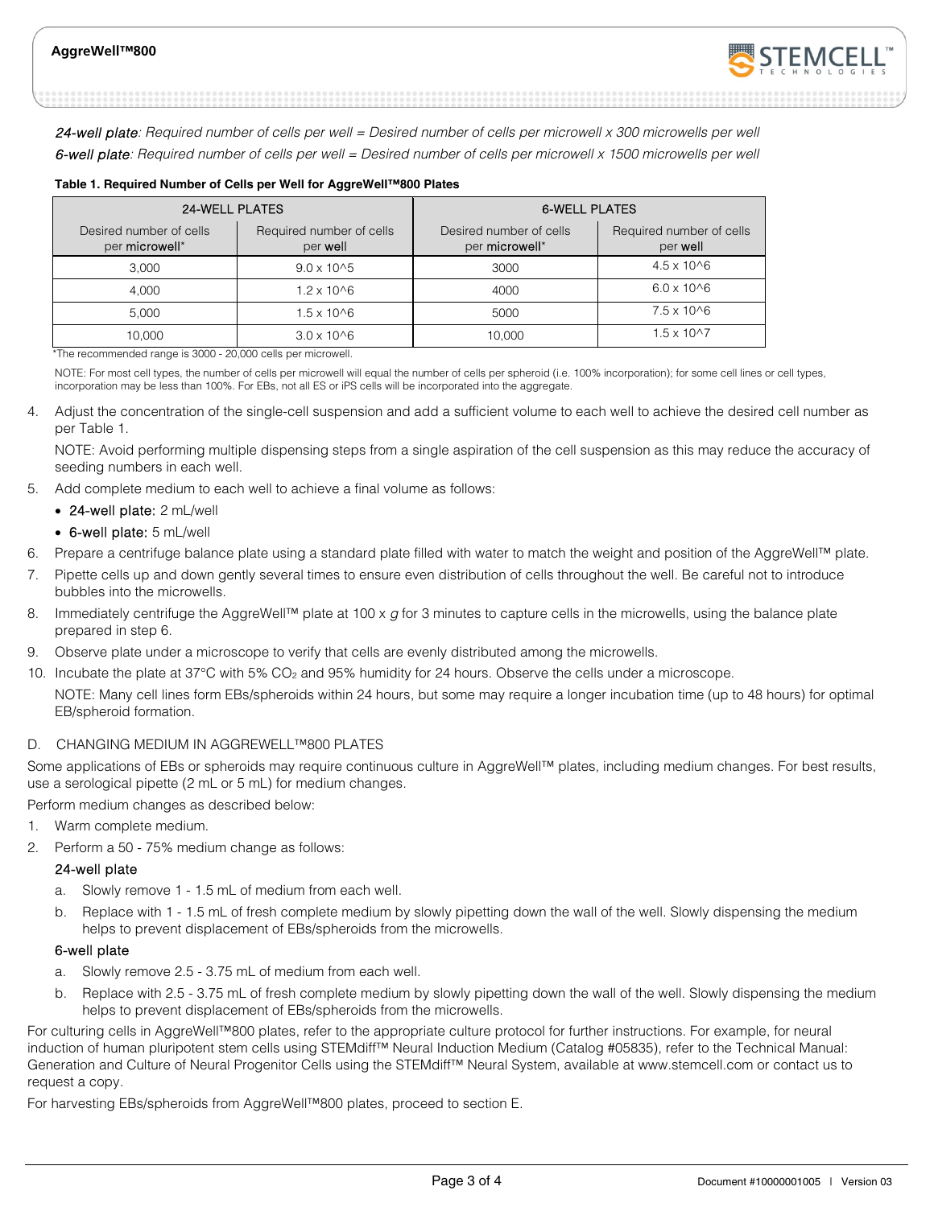*24-well plate: Required number of cells per well = Desired number of cells per microwell x 300 microwells per well*

*6-well plate: Required number of cells per well = Desired number of cells per microwell x 1500 microwells per well*

**Table 1. Required Number of Cells per Well for AggreWell™800 Plates**

| 24-WELL PLATES | | 6-WELL PLATES | |
|---|---|---|---|
| Desired number of cells per **microwell*** | Required number of cells per **well** | Desired number of cells per **microwell*** | Required number of cells per **well** |
| 3,000 | $9.0 \times 10^5$ | 3000 | $4.5 \times 10^6$ |
| 4,000 | $1.2 \times 10^6$ | 4000 | $6.0 \times 10^6$ |
| 5,000 | $1.5 \times 10^6$ | 5000 | $7.5 \times 10^6$ |
| 10,000 | $3.0 \times 10^6$ | 10,000 | $1.5 \times 10^7$ |

*The recommended range is 3000 - 20,000 cells per microwell.

NOTE: For most cell types, the number of cells per microwell will equal the number of cells per spheroid (i.e. 100% incorporation); for some cell lines or cell types, incorporation may be less than 100%. For EBs, not all ES or iPS cells will be incorporated into the aggregate.

4. Adjust the concentration of the single-cell suspension and add a sufficient volume to each well to achieve the desired cell number as per Table 1.

   NOTE: Avoid performing multiple dispensing steps from a single aspiration of the cell suspension as this may reduce the accuracy of seeding numbers in each well.

5. Add complete medium to each well to achieve a final volume as follows:
   - 24-well plate: 2 mL/well
   - 6-well plate: 5 mL/well
6. Prepare a centrifuge balance plate using a standard plate filled with water to match the weight and position of the AggreWell™ plate.
7. Pipette cells up and down gently several times to ensure even distribution of cells throughout the well. Be careful not to introduce bubbles into the microwells.
8. Immediately centrifuge the AggreWell™ plate at 100 x *g* for 3 minutes to capture cells in the microwells, using the balance plate prepared in step 6.
9. Observe plate under a microscope to verify that cells are evenly distributed among the microwells.
10. Incubate the plate at 37°C with 5% $CO_2$ and 95% humidity for 24 hours. Observe the cells under a microscope.

    NOTE: Many cell lines form EBs/spheroids within 24 hours, but some may require a longer incubation time (up to 48 hours) for optimal EB/spheroid formation.

## D. CHANGING MEDIUM IN AGGREWELL™800 PLATES

Some applications of EBs or spheroids may require continuous culture in AggreWell™ plates, including medium changes. For best results, use a serological pipette (2 mL or 5 mL) for medium changes.

Perform medium changes as described below:

1. Warm complete medium.
2. Perform a 50 - 75% medium change as follows:

   24-well plate

   a. Slowly remove 1 - 1.5 mL of medium from each well.

   b. Replace with 1 - 1.5 mL of fresh complete medium by slowly pipetting down the wall of the well. Slowly dispensing the medium helps to prevent displacement of EBs/spheroids from the microwells.

   6-well plate

   a. Slowly remove 2.5 - 3.75 mL of medium from each well.

   b. Replace with 2.5 - 3.75 mL of fresh complete medium by slowly pipetting down the wall of the well. Slowly dispensing the medium helps to prevent displacement of EBs/spheroids from the microwells.

For culturing cells in AggreWell™800 plates, refer to the appropriate culture protocol for further instructions. For example, for neural induction of human pluripotent stem cells using STEMdiff™ Neural Induction Medium (Catalog #05835), refer to the Technical Manual: Generation and Culture of Neural Progenitor Cells using the STEMdiff™ Neural System, available at www.stemcell.com or contact us to request a copy.

For harvesting EBs/spheroids from AggreWell™800 plates, proceed to section E.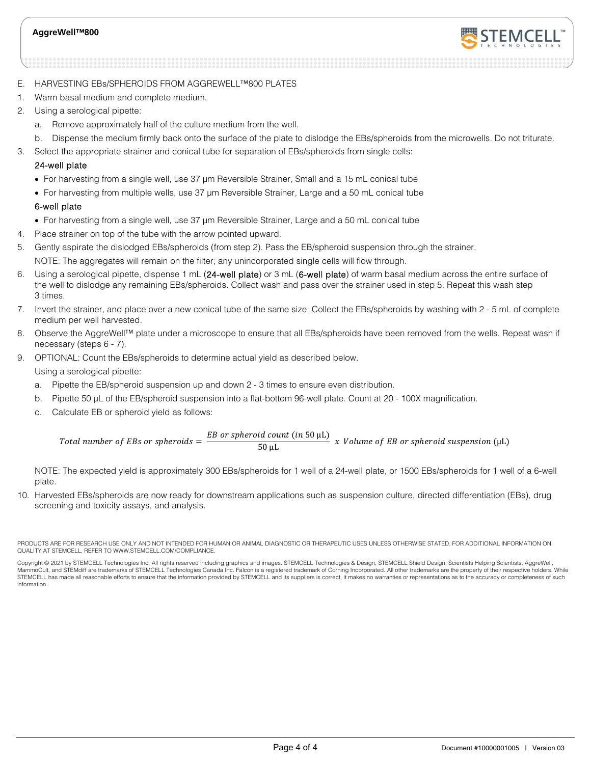E. HARVESTING EBs/SPHEROIDS FROM AGGREWELL™800 PLATES

1. Warm basal medium and complete medium.
2. Using a serological pipette:
   a. Remove approximately half of the culture medium from the well.
   b. Dispense the medium firmly back onto the surface of the plate to dislodge the EBs/spheroids from the microwells. Do not triturate.
3. Select the appropriate strainer and conical tube for separation of EBs/spheroids from single cells:

   24-well plate
   - For harvesting from a single well, use 37 µm Reversible Strainer, Small and a 15 mL conical tube
   - For harvesting from multiple wells, use 37 µm Reversible Strainer, Large and a 50 mL conical tube

   6-well plate
   - For harvesting from a single well, use 37 µm Reversible Strainer, Large and a 50 mL conical tube
4. Place strainer on top of the tube with the arrow pointed upward.
5. Gently aspirate the dislodged EBs/spheroids (from step 2). Pass the EB/spheroid suspension through the strainer.

   NOTE: The aggregates will remain on the filter; any unincorporated single cells will flow through.
6. Using a serological pipette, dispense 1 mL (24-well plate) or 3 mL (6-well plate) of warm basal medium across the entire surface of the well to dislodge any remaining EBs/spheroids. Collect wash and pass over the strainer used in step 5. Repeat this wash step 3 times.
7. Invert the strainer, and place over a new conical tube of the same size. Collect the EBs/spheroids by washing with 2 - 5 mL of complete medium per well harvested.
8. Observe the AggreWell™ plate under a microscope to ensure that all EBs/spheroids have been removed from the wells. Repeat wash if necessary (steps 6 - 7).
9. OPTIONAL: Count the EBs/spheroids to determine actual yield as described below.

   Using a serological pipette:
   a. Pipette the EB/spheroid suspension up and down 2 - 3 times to ensure even distribution.
   b. Pipette 50 µL of the EB/spheroid suspension into a flat-bottom 96-well plate. Count at 20 - 100X magnification.
   c. Calculate EB or spheroid yield as follows:

$$Total\ number\ of\ EBs\ or\ spheroids = \frac{EB\ or\ spheroid\ count\ (in\ 50\ \mu L)}{50\ \mu L}\ x\ Volume\ of\ EB\ or\ spheroid\ suspension\ (\mu L)$$

   NOTE: The expected yield is approximately 300 EBs/spheroids for 1 well of a 24-well plate, or 1500 EBs/spheroids for 1 well of a 6-well plate.
10. Harvested EBs/spheroids are now ready for downstream applications such as suspension culture, directed differentiation (EBs), drug screening and toxicity assays, and analysis.

PRODUCTS ARE FOR RESEARCH USE ONLY AND NOT INTENDED FOR HUMAN OR ANIMAL DIAGNOSTIC OR THERAPEUTIC USES UNLESS OTHERWISE STATED. FOR ADDITIONAL INFORMATION ON QUALITY AT STEMCELL, REFER TO WWW.STEMCELL.COM/COMPLIANCE.

Copyright © 2021 by STEMCELL Technologies Inc. All rights reserved including graphics and images. STEMCELL Technologies & Design, STEMCELL Shield Design, Scientists Helping Scientists, AggreWell, MammoCult, and STEMdiff are trademarks of STEMCELL Technologies Canada Inc. Falcon is a registered trademark of Corning Incorporated. All other trademarks are the property of their respective holders. While STEMCELL has made all reasonable efforts to ensure that the information provided by STEMCELL and its suppliers is correct, it makes no warranties or representations as to the accuracy or completeness of such information.

Document #10000001005 | Version 03